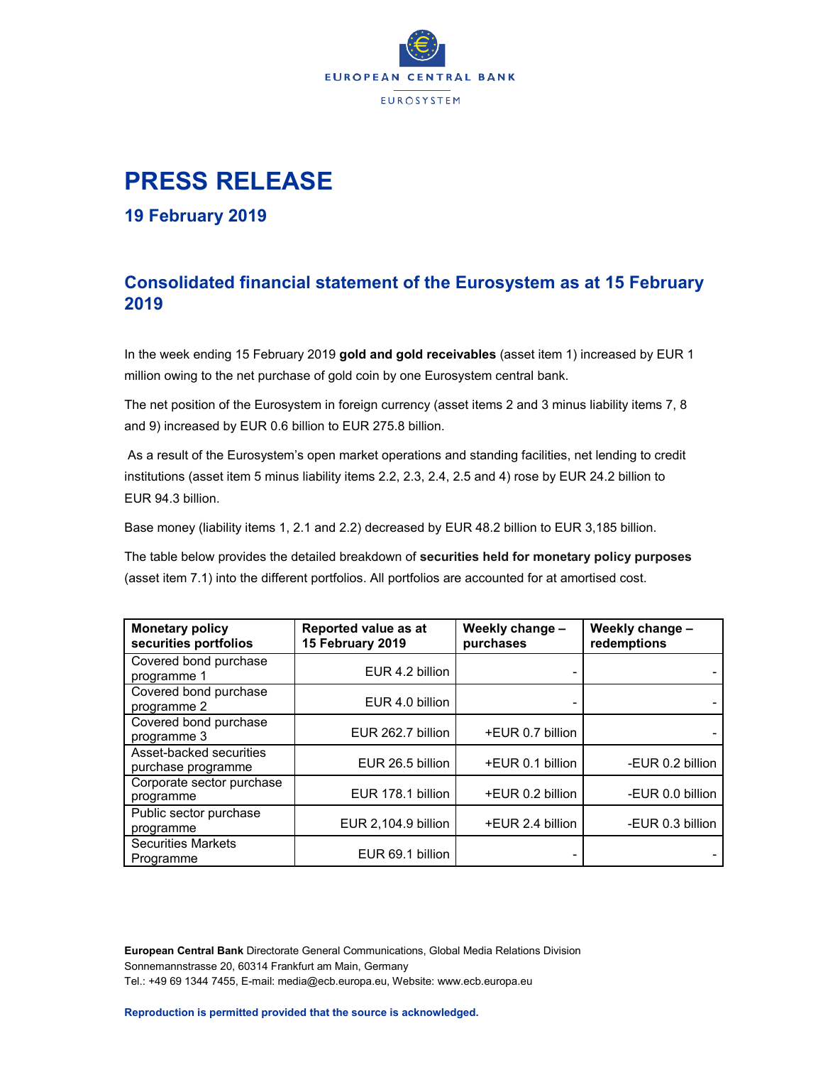EUROPEAN CENTRAL BANK

EUROSYSTEM

# PRESS RELEASE

### 19 February 2019

## Consolidated financial statement of the Eurosystem as at 15 February 2019

In the week ending 15 February 2019 **gold and gold receivables** (asset item 1) increased by EUR 1 million owing to the net purchase of gold coin by one Eurosystem central bank.

The net position of the Eurosystem in foreign currency (asset items 2 and 3 minus liability items 7, 8 and 9) increased by EUR 0.6 billion to EUR 275.8 billion.

As a result of the Eurosystem's open market operations and standing facilities, net lending to credit institutions (asset item 5 minus liability items 2.2, 2.3, 2.4, 2.5 and 4) rose by EUR 24.2 billion to EUR 94.3 billion.

Base money (liability items 1, 2.1 and 2.2) decreased by EUR 48.2 billion to EUR 3,185 billion.

The table below provides the detailed breakdown of **securities held for monetary policy purposes** (asset item 7.1) into the different portfolios. All portfolios are accounted for at amortised cost.

| Monetary policy securities portfolios | Reported value as at 15 February 2019 | Weekly change – purchases | Weekly change – redemptions |
|---|---|---|---|
| Covered bond purchase programme 1 | EUR 4.2 billion | - | - |
| Covered bond purchase programme 2 | EUR 4.0 billion | - | - |
| Covered bond purchase programme 3 | EUR 262.7 billion | +EUR 0.7 billion | - |
| Asset-backed securities purchase programme | EUR 26.5 billion | +EUR 0.1 billion | -EUR 0.2 billion |
| Corporate sector purchase programme | EUR 178.1 billion | +EUR 0.2 billion | -EUR 0.0 billion |
| Public sector purchase programme | EUR 2,104.9 billion | +EUR 2.4 billion | -EUR 0.3 billion |
| Securities Markets Programme | EUR 69.1 billion | - | - |

**European Central Bank** Directorate General Communications, Global Media Relations Division
Sonnemannstrasse 20, 60314 Frankfurt am Main, Germany
Tel.: +49 69 1344 7455, E-mail: media@ecb.europa.eu, Website: www.ecb.europa.eu

**Reproduction is permitted provided that the source is acknowledged.**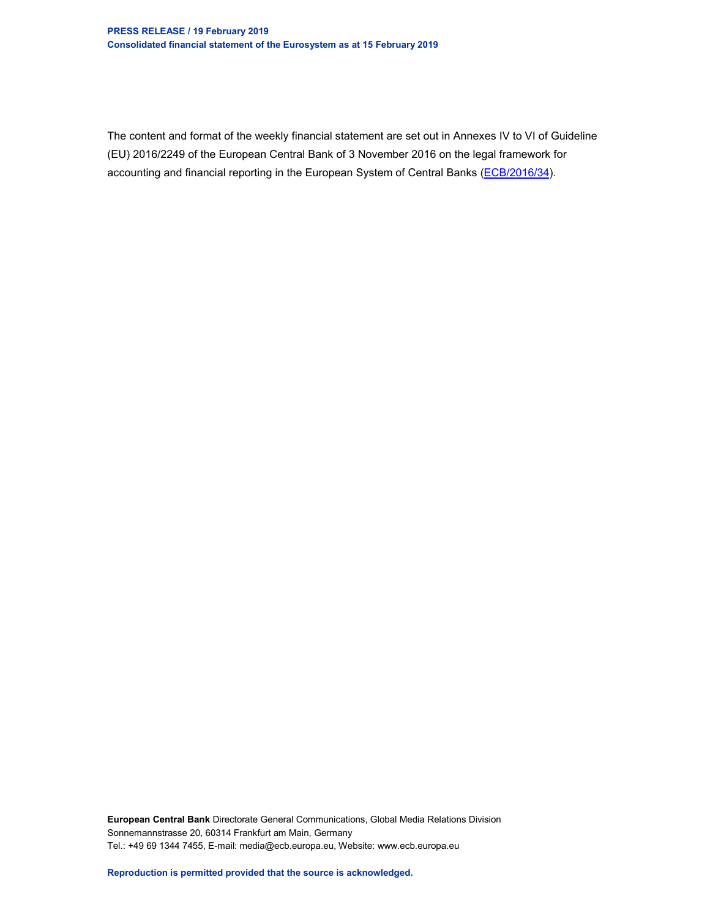The content and format of the weekly financial statement are set out in Annexes IV to VI of Guideline (EU) 2016/2249 of the European Central Bank of 3 November 2016 on the legal framework for accounting and financial reporting in the European System of Central Banks (ECB/2016/34).

**European Central Bank** Directorate General Communications, Global Media Relations Division
Sonnemannstrasse 20, 60314 Frankfurt am Main, Germany
Tel.: +49 69 1344 7455, E-mail: media@ecb.europa.eu, Website: www.ecb.europa.eu

**Reproduction is permitted provided that the source is acknowledged.**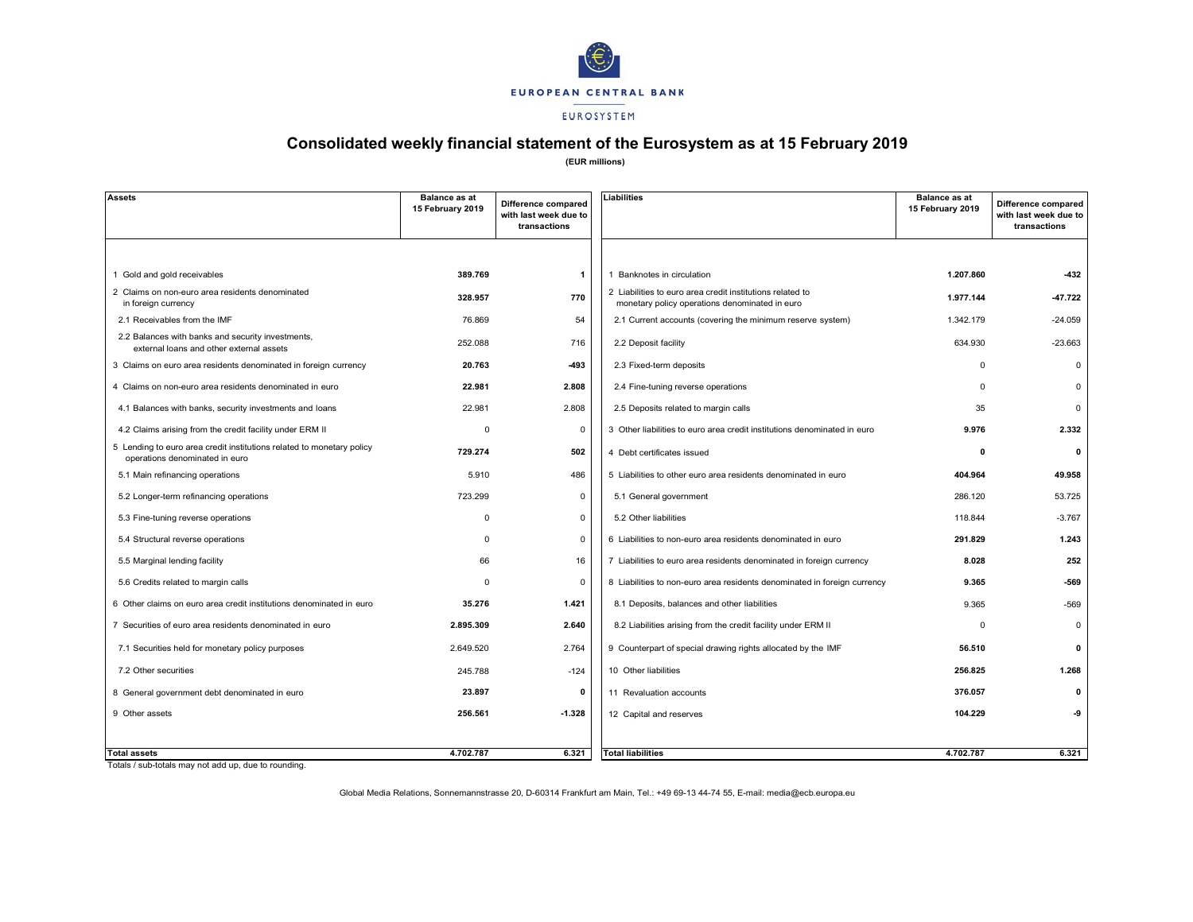EUROPEAN CENTRAL BANK

EUROSYSTEM

# Consolidated weekly financial statement of the Eurosystem as at 15 February 2019

**(EUR millions)**

| Assets | Balance as at 15 February 2019 | Difference compared with last week due to transactions |
|---|---|---|
| **1 Gold and gold receivables** | **389.769** | **1** |
| **2 Claims on non-euro area residents denominated in foreign currency** | **328.957** | **770** |
| 2.1 Receivables from the IMF | 76.869 | 54 |
| 2.2 Balances with banks and security investments, external loans and other external assets | 252.088 | 716 |
| **3 Claims on euro area residents denominated in foreign currency** | **20.763** | **-493** |
| **4 Claims on non-euro area residents denominated in euro** | **22.981** | **2.808** |
| 4.1 Balances with banks, security investments and loans | 22.981 | 2.808 |
| 4.2 Claims arising from the credit facility under ERM II | 0 | 0 |
| **5 Lending to euro area credit institutions related to monetary policy operations denominated in euro** | **729.274** | **502** |
| 5.1 Main refinancing operations | 5.910 | 486 |
| 5.2 Longer-term refinancing operations | 723.299 | 0 |
| 5.3 Fine-tuning reverse operations | 0 | 0 |
| 5.4 Structural reverse operations | 0 | 0 |
| 5.5 Marginal lending facility | 66 | 16 |
| 5.6 Credits related to margin calls | 0 | 0 |
| **6 Other claims on euro area credit institutions denominated in euro** | **35.276** | **1.421** |
| **7 Securities of euro area residents denominated in euro** | **2.895.309** | **2.640** |
| 7.1 Securities held for monetary policy purposes | 2.649.520 | 2.764 |
| 7.2 Other securities | 245.788 | -124 |
| **8 General government debt denominated in euro** | **23.897** | **0** |
| **9 Other assets** | **256.561** | **-1.328** |
| **Total assets** | **4.702.787** | **6.321** |

Totals / sub-totals may not add up, due to rounding.

| Liabilities | Balance as at 15 February 2019 | Difference compared with last week due to transactions |
|---|---|---|
| **1 Banknotes in circulation** | **1.207.860** | **-432** |
| **2 Liabilities to euro area credit institutions related to monetary policy operations denominated in euro** | **1.977.144** | **-47.722** |
| 2.1 Current accounts (covering the minimum reserve system) | 1.342.179 | -24.059 |
| 2.2 Deposit facility | 634.930 | -23.663 |
| 2.3 Fixed-term deposits | 0 | 0 |
| 2.4 Fine-tuning reverse operations | 0 | 0 |
| 2.5 Deposits related to margin calls | 35 | 0 |
| **3 Other liabilities to euro area credit institutions denominated in euro** | **9.976** | **2.332** |
| **4 Debt certificates issued** | **0** | **0** |
| **5 Liabilities to other euro area residents denominated in euro** | **404.964** | **49.958** |
| 5.1 General government | 286.120 | 53.725 |
| 5.2 Other liabilities | 118.844 | -3.767 |
| **6 Liabilities to non-euro area residents denominated in euro** | **291.829** | **1.243** |
| **7 Liabilities to euro area residents denominated in foreign currency** | **8.028** | **252** |
| **8 Liabilities to non-euro area residents denominated in foreign currency** | **9.365** | **-569** |
| 8.1 Deposits, balances and other liabilities | 9.365 | -569 |
| 8.2 Liabilities arising from the credit facility under ERM II | 0 | 0 |
| **9 Counterpart of special drawing rights allocated by the IMF** | **56.510** | **0** |
| **10 Other liabilities** | **256.825** | **1.268** |
| **11 Revaluation accounts** | **376.057** | **0** |
| **12 Capital and reserves** | **104.229** | **-9** |
| **Total liabilities** | **4.702.787** | **6.321** |

Global Media Relations, Sonnemannstrasse 20, D-60314 Frankfurt am Main, Tel.: +49 69-13 44-74 55, E-mail: media@ecb.europa.eu